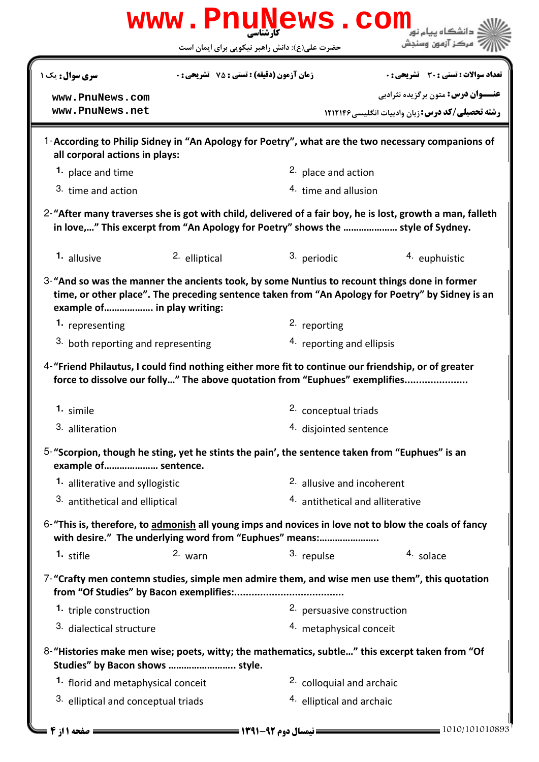www.PnuNews.com

کارشناسی

حضرت علی(ع): دانش راهبر نیکویی برای ایمان است

دانشگاه پیام نور
مرکز آزمون وسنجش

**سری سوال:** یک ۱

**زمان آزمون (دقیقه) : تستی :** ۷۵ **تشریحی :** ۰

**تعداد سوالات : تستی :** ۳۰ **تشریحی :** ۰

www.PnuNews.com
www.PnuNews.net

**عنـــوان درس:** متون برگزیده نثرادبی

**رشته تحصیلی/کد درس:** زبان وادبیات انگلیسی ۱۲۱۲۱۴۶

1- **According to Philip Sidney in "An Apology for Poetry", what are the two necessary companions of all corporal actions in plays:**

1. place and time
2. place and action
3. time and action
4. time and allusion

2- **"After many traverses she is got with child, delivered of a fair boy, he is lost, growth a man, falleth in love,…" This excerpt from "An Apology for Poetry" shows the ………………… style of Sydney.**

1. allusive
2. elliptical
3. periodic
4. euphuistic

3- **"And so was the manner the ancients took, by some Nuntius to recount things done in former time, or other place". The preceding sentence taken from "An Apology for Poetry" by Sidney is an example of………………. in play writing:**

1. representing
2. reporting
3. both reporting and representing
4. reporting and ellipsis

4- **"Friend Philautus, I could find nothing either more fit to continue our friendship, or of greater force to dissolve our folly…" The above quotation from "Euphues" exemplifies.....................**

1. simile
2. conceptual triads
3. alliteration
4. disjointed sentence

5- **"Scorpion, though he sting, yet he stints the pain', the sentence taken from "Euphues" is an example of………………… sentence.**

1. alliterative and syllogistic
2. allusive and incoherent
3. antithetical and elliptical
4. antithetical and alliterative

6- **"This is, therefore, to <u>admonish</u> all young imps and novices in love not to blow the coals of fancy with desire." The underlying word from "Euphues" means:…………………..**

1. stifle
2. warn
3. repulse
4. solace

7- **"Crafty men contemn studies, simple men admire them, and wise men use them", this quotation from "Of Studies" by Bacon exemplifies:.....................................**

1. triple construction
2. persuasive construction
3. dialectical structure
4. metaphysical conceit

8- **"Histories make men wise; poets, witty; the mathematics, subtle…" this excerpt taken from "Of Studies" by Bacon shows …………………….. style.**

1. florid and metaphysical conceit
2. colloquial and archaic
3. elliptical and conceptual triads
4. elliptical and archaic

نیمسال دوم ۹۲-۱۳۹۱

1010/101010893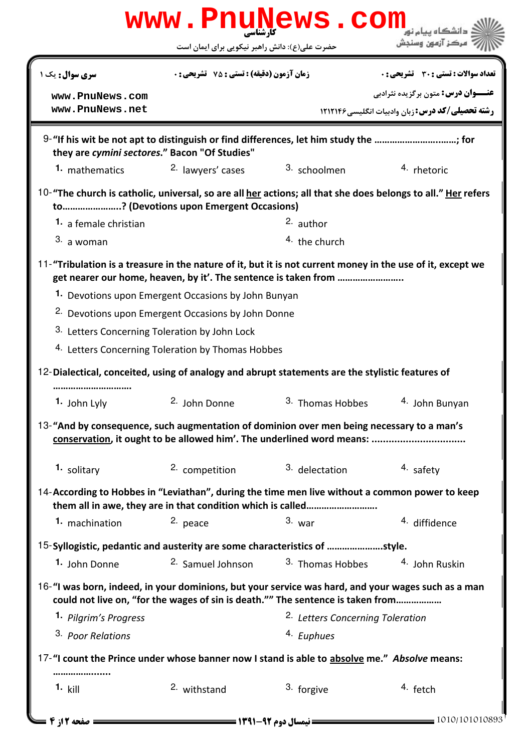9- **"If his wit be not apt to distinguish or find differences, let him study the ................................; for they are *cymini sectores*." Bacon "Of Studies"**

1. mathematics
2. lawyers' cases
3. schoolmen
4. rhetoric

10- **"The church is catholic, universal, so are all her actions; all that she does belongs to all." Her refers to......................? (Devotions upon Emergent Occasions)**

1. a female christian
2. author
3. a woman
4. the church

11- **"Tribulation is a treasure in the nature of it, but it is not current money in the use of it, except we get nearer our home, heaven, by it'. The sentence is taken from .........................**

1. Devotions upon Emergent Occasions by John Bunyan
2. Devotions upon Emergent Occasions by John Donne
3. Letters Concerning Toleration by John Lock
4. Letters Concerning Toleration by Thomas Hobbes

12- **Dialectical, conceited, using of analogy and abrupt statements are the stylistic features of .............................**

1. John Lyly
2. John Donne
3. Thomas Hobbes
4. John Bunyan

13- **"And by consequence, such augmentation of dominion over men being necessary to a man's conservation, it ought to be allowed him'. The underlined word means: ................................**

1. solitary
2. competition
3. delectation
4. safety

14- **According to Hobbes in "Leviathan", during the time men live without a common power to keep them all in awe, they are in that condition which is called..........................**

1. machination
2. peace
3. war
4. diffidence

15- **Syllogistic, pedantic and austerity are some characteristics of .....................style.**

1. John Donne
2. Samuel Johnson
3. Thomas Hobbes
4. John Ruskin

16- **"I was born, indeed, in your dominions, but your service was hard, and your wages such as a man could not live on, "for the wages of sin is death."" The sentence is taken from.................**

1. *Pilgrim's Progress*
2. *Letters Concerning Toleration*
3. *Poor Relations*
4. *Euphues*

17- **"I count the Prince under whose banner now I stand is able to absolve me." *Absolve* means: .....................**

1. kill
2. withstand
3. forgive
4. fetch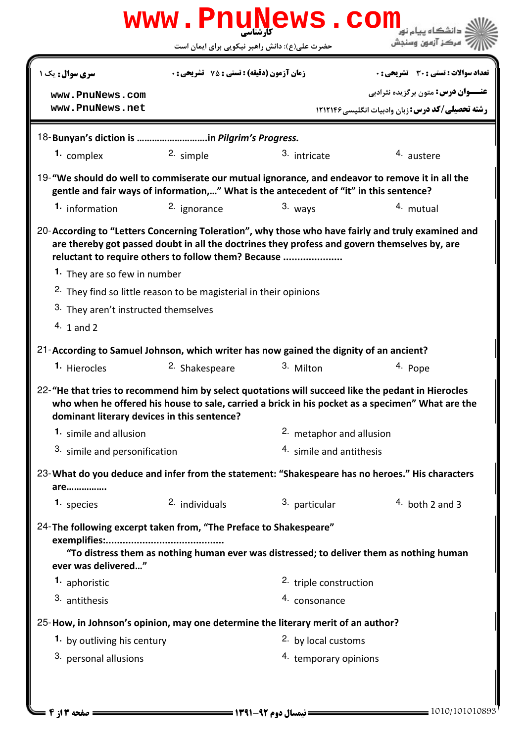18-**Bunyan's diction is ……………………….in *Pilgrim's Progress.***

1. complex
2. simple
3. intricate
4. austere

19-**"We should do well to commiserate our mutual ignorance, and endeavor to remove it in all the gentle and fair ways of information,…" What is the antecedent of "it" in this sentence?**

1. information
2. ignorance
3. ways
4. mutual

20-**According to "Letters Concerning Toleration", why those who have fairly and truly examined and are thereby got passed doubt in all the doctrines they profess and govern themselves by, are reluctant to require others to follow them? Because …………………**

1. They are so few in number
2. They find so little reason to be magisterial in their opinions
3. They aren't instructed themselves
4. 1 and 2

21-**According to Samuel Johnson, which writer has now gained the dignity of an ancient?**

1. Hierocles
2. Shakespeare
3. Milton
4. Pope

22-**"He that tries to recommend him by select quotations will succeed like the pedant in Hierocles who when he offered his house to sale, carried a brick in his pocket as a specimen" What are the dominant literary devices in this sentence?**

1. simile and allusion
2. metaphor and allusion
3. simile and personification
4. simile and antithesis

23-**What do you deduce and infer from the statement: "Shakespeare has no heroes." His characters are…………….**

1. species
2. individuals
3. particular
4. both 2 and 3

24-**The following excerpt taken from, "The Preface to Shakespeare" exemplifies:……………………………………**

**"To distress them as nothing human ever was distressed; to deliver them as nothing human ever was delivered…"**

1. aphoristic
2. triple construction
3. antithesis
4. consonance

25-**How, in Johnson's opinion, may one determine the literary merit of an author?**

1. by outliving his century
2. by local customs
3. personal allusions
4. temporary opinions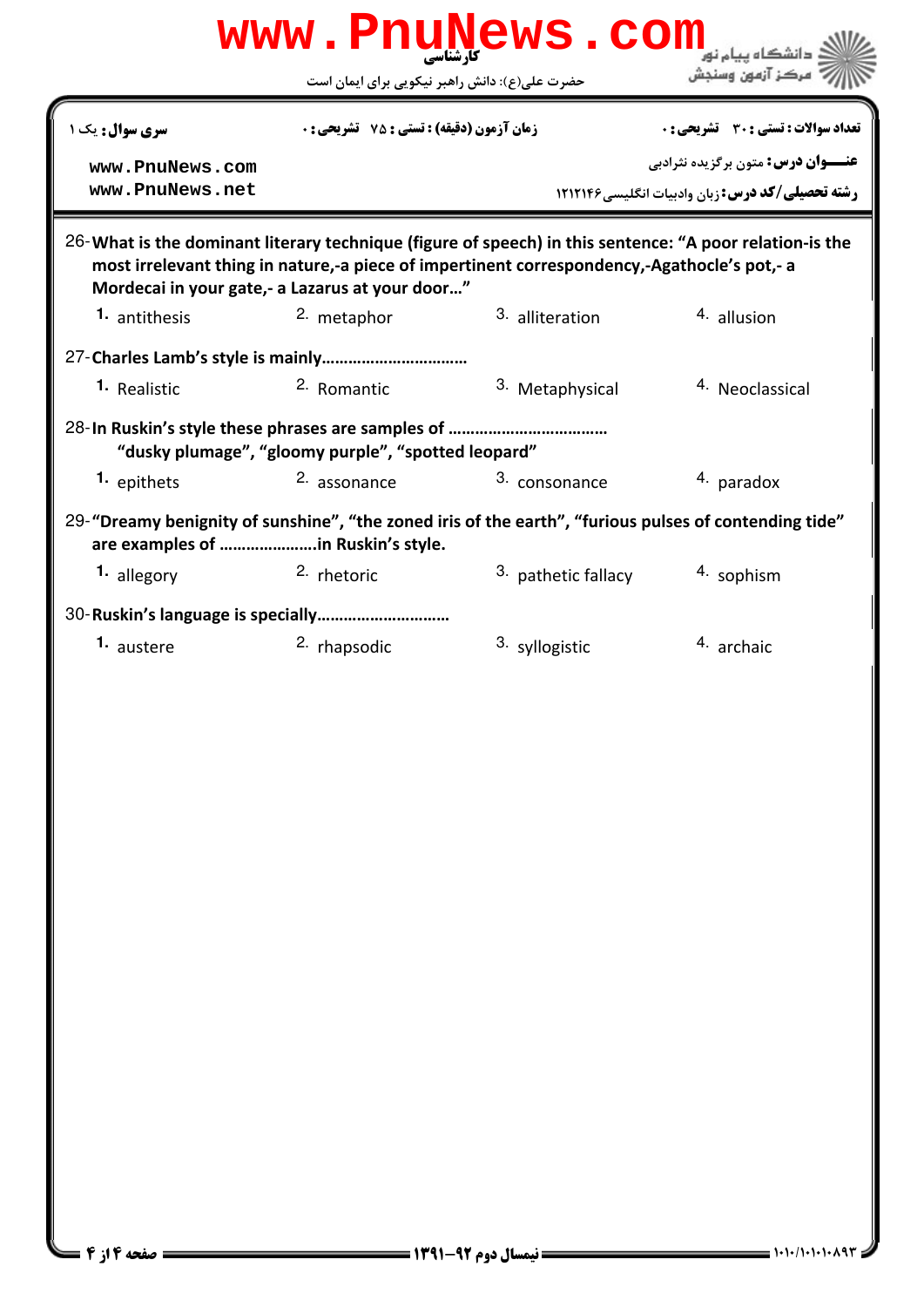26-**What is the dominant literary technique (figure of speech) in this sentence: "A poor relation-is the most irrelevant thing in nature,-a piece of impertinent correspondency,-Agathocle's pot,- a Mordecai in your gate,- a Lazarus at your door…"**

1. antithesis
2. metaphor
3. alliteration
4. allusion

27-**Charles Lamb's style is mainly……………………………**

1. Realistic
2. Romantic
3. Metaphysical
4. Neoclassical

28-**In Ruskin's style these phrases are samples of ………………………………**
**"dusky plumage", "gloomy purple", "spotted leopard"**

1. epithets
2. assonance
3. consonance
4. paradox

29-**"Dreamy benignity of sunshine", "the zoned iris of the earth", "furious pulses of contending tide" are examples of ………………….in Ruskin's style.**

1. allegory
2. rhetoric
3. pathetic fallacy
4. sophism

30-**Ruskin's language is specially…………………………**

1. austere
2. rhapsodic
3. syllogistic
4. archaic